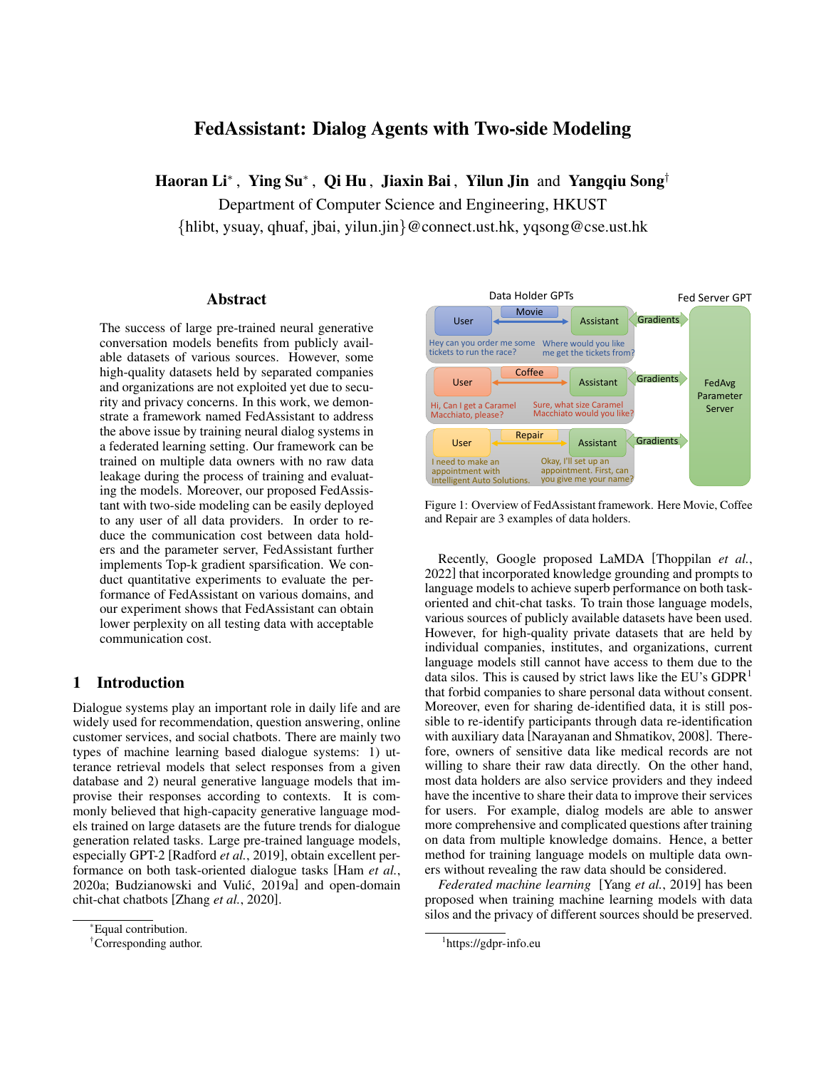# FedAssistant: Dialog Agents with Two-side Modeling

**Haoran Li***, **Ying Su***, **Qi Hu**, **Jiaxin Bai**, **Yilun Jin** and **Yangqiu Song**†

Department of Computer Science and Engineering, HKUST

{hlibt, ysuay, qhuaf, jbai, yilun.jin}@connect.ust.hk, yqsong@cse.ust.hk

## Abstract

The success of large pre-trained neural generative conversation models benefits from publicly available datasets of various sources. However, some high-quality datasets held by separated companies and organizations are not exploited yet due to security and privacy concerns. In this work, we demonstrate a framework named FedAssistant to address the above issue by training neural dialog systems in a federated learning setting. Our framework can be trained on multiple data owners with no raw data leakage during the process of training and evaluating the models. Moreover, our proposed FedAssistant with two-side modeling can be easily deployed to any user of all data providers. In order to reduce the communication cost between data holders and the parameter server, FedAssistant further implements Top-k gradient sparsification. We conduct quantitative experiments to evaluate the performance of FedAssistant on various domains, and our experiment shows that FedAssistant can obtain lower perplexity on all testing data with acceptable communication cost.

## 1 Introduction

Dialogue systems play an important role in daily life and are widely used for recommendation, question answering, online customer services, and social chatbots. There are mainly two types of machine learning based dialogue systems: 1) utterance retrieval models that select responses from a given database and 2) neural generative language models that improvise their responses according to contexts. It is commonly believed that high-capacity generative language models trained on large datasets are the future trends for dialogue generation related tasks. Large pre-trained language models, especially GPT-2 [Radford *et al.*, 2019], obtain excellent performance on both task-oriented dialogue tasks [Ham *et al.*, 2020a; Budzianowski and Vulić, 2019a] and open-domain chit-chat chatbots [Zhang *et al.*, 2020].

Figure 1: Overview of FedAssistant framework. Here Movie, Coffee and Repair are 3 examples of data holders.

Recently, Google proposed LaMDA [Thoppilan *et al.*, 2022] that incorporated knowledge grounding and prompts to language models to achieve superb performance on both task-oriented and chit-chat tasks. To train those language models, various sources of publicly available datasets have been used. However, for high-quality private datasets that are held by individual companies, institutes, and organizations, current language models still cannot have access to them due to the data silos. This is caused by strict laws like the EU's GDPR[1] that forbid companies to share personal data without consent. Moreover, even for sharing de-identified data, it is still possible to re-identify participants through data re-identification with auxiliary data [Narayanan and Shmatikov, 2008]. Therefore, owners of sensitive data like medical records are not willing to share their raw data directly. On the other hand, most data holders are also service providers and they indeed have the incentive to share their data to improve their services for users. For example, dialog models are able to answer more comprehensive and complicated questions after training on data from multiple knowledge domains. Hence, a better method for training language models on multiple data owners without revealing the raw data should be considered.

*Federated machine learning* [Yang *et al.*, 2019] has been proposed when training machine learning models with data silos and the privacy of different sources should be preserved.

*Equal contribution.

†Corresponding author.

[1] https://gdpr-info.eu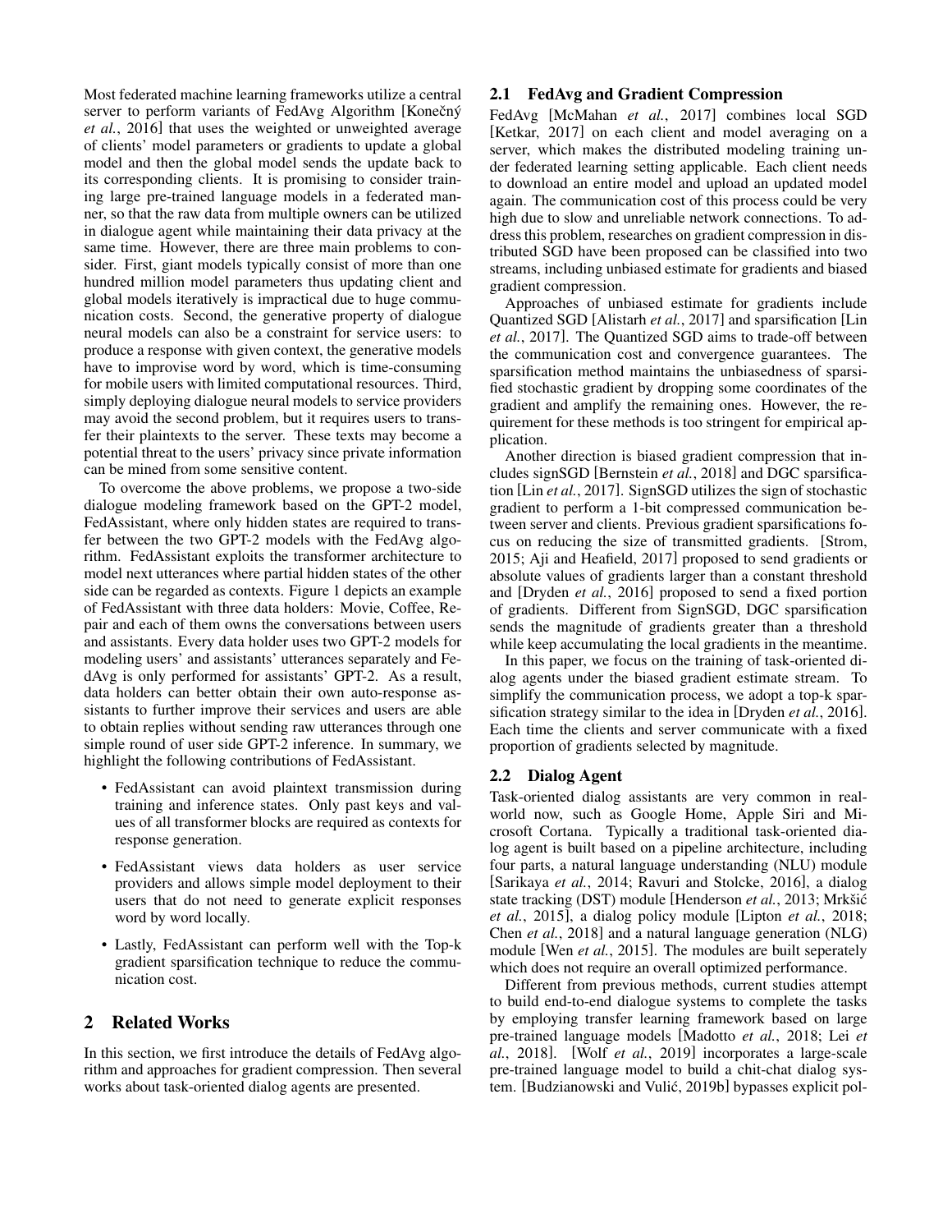Most federated machine learning frameworks utilize a central server to perform variants of FedAvg Algorithm [Konečný *et al.*, 2016] that uses the weighted or unweighted average of clients' model parameters or gradients to update a global model and then the global model sends the update back to its corresponding clients. It is promising to consider training large pre-trained language models in a federated manner, so that the raw data from multiple owners can be utilized in dialogue agent while maintaining their data privacy at the same time. However, there are three main problems to consider. First, giant models typically consist of more than one hundred million model parameters thus updating client and global models iteratively is impractical due to huge communication costs. Second, the generative property of dialogue neural models can also be a constraint for service users: to produce a response with given context, the generative models have to improvise word by word, which is time-consuming for mobile users with limited computational resources. Third, simply deploying dialogue neural models to service providers may avoid the second problem, but it requires users to transfer their plaintexts to the server. These texts may become a potential threat to the users' privacy since private information can be mined from some sensitive content.

To overcome the above problems, we propose a two-side dialogue modeling framework based on the GPT-2 model, FedAssistant, where only hidden states are required to transfer between the two GPT-2 models with the FedAvg algorithm. FedAssistant exploits the transformer architecture to model next utterances where partial hidden states of the other side can be regarded as contexts. Figure 1 depicts an example of FedAssistant with three data holders: Movie, Coffee, Repair and each of them owns the conversations between users and assistants. Every data holder uses two GPT-2 models for modeling users' and assistants' utterances separately and FedAvg is only performed for assistants' GPT-2. As a result, data holders can better obtain their own auto-response assistants to further improve their services and users are able to obtain replies without sending raw utterances through one simple round of user side GPT-2 inference. In summary, we highlight the following contributions of FedAssistant.

- FedAssistant can avoid plaintext transmission during training and inference states. Only past keys and values of all transformer blocks are required as contexts for response generation.
- FedAssistant views data holders as user service providers and allows simple model deployment to their users that do not need to generate explicit responses word by word locally.
- Lastly, FedAssistant can perform well with the Top-k gradient sparsification technique to reduce the communication cost.

# 2 Related Works

In this section, we first introduce the details of FedAvg algorithm and approaches for gradient compression. Then several works about task-oriented dialog agents are presented.

## 2.1 FedAvg and Gradient Compression

FedAvg [McMahan *et al.*, 2017] combines local SGD [Ketkar, 2017] on each client and model averaging on a server, which makes the distributed modeling training under federated learning setting applicable. Each client needs to download an entire model and upload an updated model again. The communication cost of this process could be very high due to slow and unreliable network connections. To address this problem, researches on gradient compression in distributed SGD have been proposed can be classified into two streams, including unbiased estimate for gradients and biased gradient compression.

Approaches of unbiased estimate for gradients include Quantized SGD [Alistarh *et al.*, 2017] and sparsification [Lin *et al.*, 2017]. The Quantized SGD aims to trade-off between the communication cost and convergence guarantees. The sparsification method maintains the unbiasedness of sparsified stochastic gradient by dropping some coordinates of the gradient and amplify the remaining ones. However, the requirement for these methods is too stringent for empirical application.

Another direction is biased gradient compression that includes signSGD [Bernstein *et al.*, 2018] and DGC sparsification [Lin *et al.*, 2017]. SignSGD utilizes the sign of stochastic gradient to perform a 1-bit compressed communication between server and clients. Previous gradient sparsifications focus on reducing the size of transmitted gradients. [Strom, 2015; Aji and Heafield, 2017] proposed to send gradients or absolute values of gradients larger than a constant threshold and [Dryden *et al.*, 2016] proposed to send a fixed portion of gradients. Different from SignSGD, DGC sparsification sends the magnitude of gradients greater than a threshold while keep accumulating the local gradients in the meantime.

In this paper, we focus on the training of task-oriented dialog agents under the biased gradient estimate stream. To simplify the communication process, we adopt a top-k sparsification strategy similar to the idea in [Dryden *et al.*, 2016]. Each time the clients and server communicate with a fixed proportion of gradients selected by magnitude.

## 2.2 Dialog Agent

Task-oriented dialog assistants are very common in real-world now, such as Google Home, Apple Siri and Microsoft Cortana. Typically a traditional task-oriented dialog agent is built based on a pipeline architecture, including four parts, a natural language understanding (NLU) module [Sarikaya *et al.*, 2014; Ravuri and Stolcke, 2016], a dialog state tracking (DST) module [Henderson *et al.*, 2013; Mrkšić *et al.*, 2015], a dialog policy module [Lipton *et al.*, 2018; Chen *et al.*, 2018] and a natural language generation (NLG) module [Wen *et al.*, 2015]. The modules are built seperately which does not require an overall optimized performance.

Different from previous methods, current studies attempt to build end-to-end dialogue systems to complete the tasks by employing transfer learning framework based on large pre-trained language models [Madotto *et al.*, 2018; Lei *et al.*, 2018]. [Wolf *et al.*, 2019] incorporates a large-scale pre-trained language model to build a chit-chat dialog system. [Budzianowski and Vulić, 2019b] bypasses explicit pol-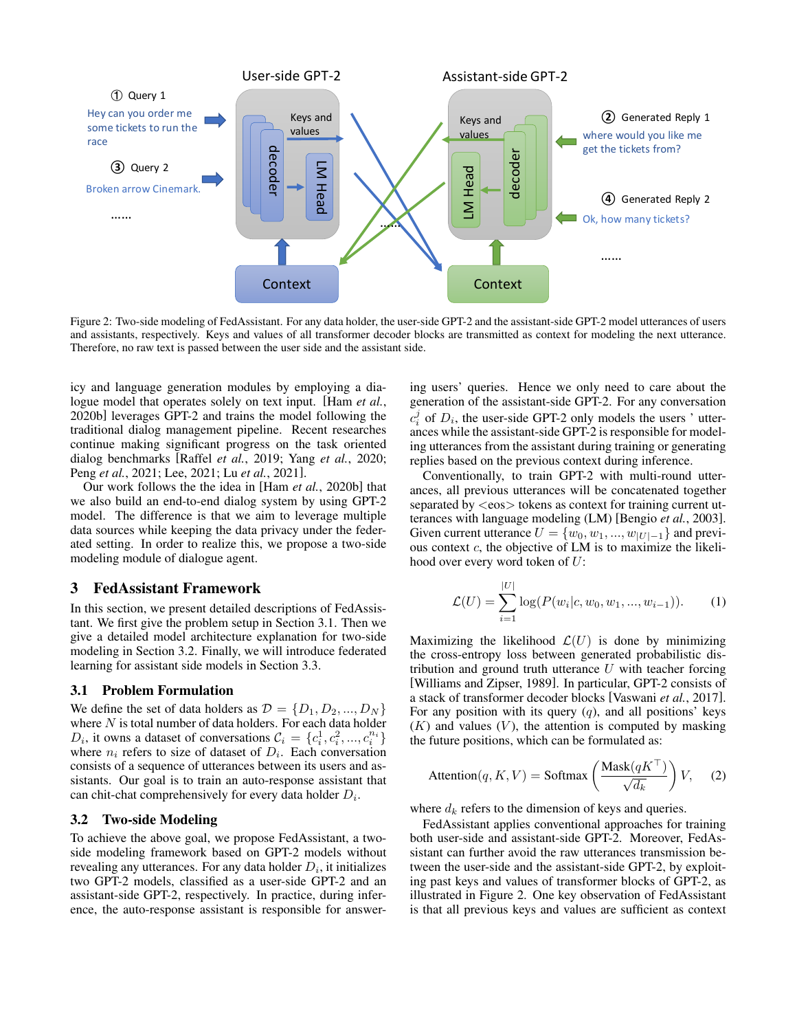Figure 2: Two-side modeling of FedAssistant. For any data holder, the user-side GPT-2 and the assistant-side GPT-2 model utterances of users and assistants, respectively. Keys and values of all transformer decoder blocks are transmitted as context for modeling the next utterance. Therefore, no raw text is passed between the user side and the assistant side.

icy and language generation modules by employing a dialogue model that operates solely on text input. [Ham *et al.*, 2020b] leverages GPT-2 and trains the model following the traditional dialog management pipeline. Recent researches continue making significant progress on the task oriented dialog benchmarks [Raffel *et al.*, 2019; Yang *et al.*, 2020; Peng *et al.*, 2021; Lee, 2021; Lu *et al.*, 2021].

Our work follows the the idea in [Ham *et al.*, 2020b] that we also build an end-to-end dialog system by using GPT-2 model. The difference is that we aim to leverage multiple data sources while keeping the data privacy under the federated setting. In order to realize this, we propose a two-side modeling module of dialogue agent.

## 3 FedAssistant Framework

In this section, we present detailed descriptions of FedAssistant. We first give the problem setup in Section 3.1. Then we give a detailed model architecture explanation for two-side modeling in Section 3.2. Finally, we will introduce federated learning for assistant side models in Section 3.3.

### 3.1 Problem Formulation

We define the set of data holders as $\mathcal{D} = \{D_1, D_2, ..., D_N\}$ where $N$ is total number of data holders. For each data holder $D_i$, it owns a dataset of conversations $\mathcal{C}_i = \{c_i^1, c_i^2, ..., c_i^{n_i}\}$ where $n_i$ refers to size of dataset of $D_i$. Each conversation consists of a sequence of utterances between its users and assistants. Our goal is to train an auto-response assistant that can chit-chat comprehensively for every data holder $D_i$.

### 3.2 Two-side Modeling

To achieve the above goal, we propose FedAssistant, a two-side modeling framework based on GPT-2 models without revealing any utterances. For any data holder $D_i$, it initializes two GPT-2 models, classified as a user-side GPT-2 and an assistant-side GPT-2, respectively. In practice, during inference, the auto-response assistant is responsible for answering users' queries. Hence we only need to care about the generation of the assistant-side GPT-2. For any conversation $c_i^j$ of $D_i$, the user-side GPT-2 only models the users ' utterances while the assistant-side GPT-2 is responsible for modeling utterances from the assistant during training or generating replies based on the previous context during inference.

Conventionally, to train GPT-2 with multi-round utterances, all previous utterances will be concatenated together separated by <eos> tokens as context for training current utterances with language modeling (LM) [Bengio *et al.*, 2003]. Given current utterance $U = \{w_0, w_1, ..., w_{|U|-1}\}$ and previous context $c$, the objective of LM is to maximize the likelihood over every word token of $U$:

$$\mathcal{L}(U) = \sum_{i=1}^{|U|} \log(P(w_i|c, w_0, w_1, ..., w_{i-1})). \tag{1}$$

Maximizing the likelihood $\mathcal{L}(U)$ is done by minimizing the cross-entropy loss between generated probabilistic distribution and ground truth utterance $U$ with teacher forcing [Williams and Zipser, 1989]. In particular, GPT-2 consists of a stack of transformer decoder blocks [Vaswani *et al.*, 2017]. For any position with its query ($q$), and all positions' keys ($K$) and values ($V$), the attention is computed by masking the future positions, which can be formulated as:

$$\text{Attention}(q, K, V) = \text{Softmax}\left(\frac{\text{Mask}(qK^\top)}{\sqrt{d_k}}\right)V, \tag{2}$$

where $d_k$ refers to the dimension of keys and queries.

FedAssistant applies conventional approaches for training both user-side and assistant-side GPT-2. Moreover, FedAssistant can further avoid the raw utterances transmission between the user-side and the assistant-side GPT-2, by exploiting past keys and values of transformer blocks of GPT-2, as illustrated in Figure 2. One key observation of FedAssistant is that all previous keys and values are sufficient as context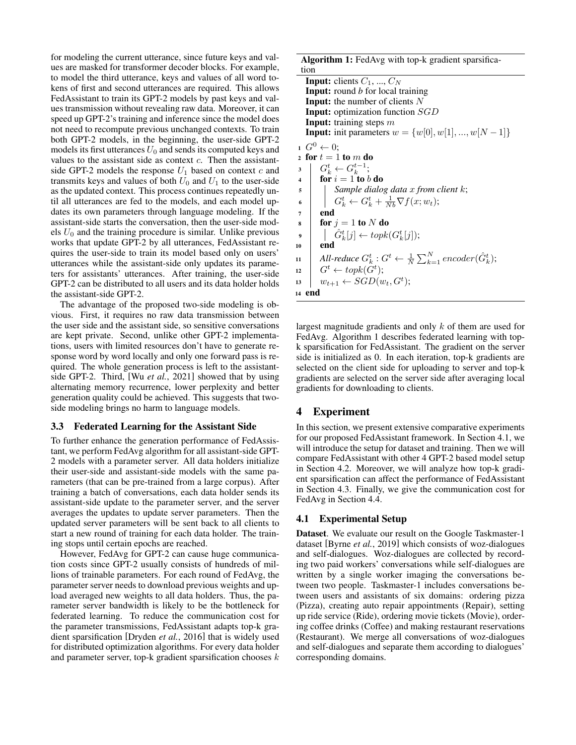for modeling the current utterance, since future keys and values are masked for transformer decoder blocks. For example, to model the third utterance, keys and values of all word tokens of first and second utterances are required. This allows FedAssistant to train its GPT-2 models by past keys and values transmission without revealing raw data. Moreover, it can speed up GPT-2's training and inference since the model does not need to recompute previous unchanged contexts. To train both GPT-2 models, in the beginning, the user-side GPT-2 models its first utterances $U_0$ and sends its computed keys and values to the assistant side as context $c$. Then the assistant-side GPT-2 models the response $U_1$ based on context $c$ and transmits keys and values of both $U_0$ and $U_1$ to the user-side as the updated context. This process continues repeatedly until all utterances are fed to the models, and each model updates its own parameters through language modeling. If the assistant-side starts the conversation, then the user-side models $U_0$ and the training procedure is similar. Unlike previous works that update GPT-2 by all utterances, FedAssistant requires the user-side to train its model based only on users' utterances while the assistant-side only updates its parameters for assistants' utterances. After training, the user-side GPT-2 can be distributed to all users and its data holder holds the assistant-side GPT-2.

The advantage of the proposed two-side modeling is obvious. First, it requires no raw data transmission between the user side and the assistant side, so sensitive conversations are kept private. Second, unlike other GPT-2 implementations, users with limited resources don't have to generate response word by word locally and only one forward pass is required. The whole generation process is left to the assistant-side GPT-2. Third, [Wu *et al.*, 2021] showed that by using alternating memory recurrence, lower perplexity and better generation quality could be achieved. This suggests that two-side modeling brings no harm to language models.

### 3.3 Federated Learning for the Assistant Side

To further enhance the generation performance of FedAssistant, we perform FedAvg algorithm for all assistant-side GPT-2 models with a parameter server. All data holders initialize their user-side and assistant-side models with the same parameters (that can be pre-trained from a large corpus). After training a batch of conversations, each data holder sends its assistant-side update to the parameter server, and the server averages the updates to update server parameters. Then the updated server parameters will be sent back to all clients to start a new round of training for each data holder. The training stops until certain epochs are reached.

However, FedAvg for GPT-2 can cause huge communication costs since GPT-2 usually consists of hundreds of millions of trainable parameters. For each round of FedAvg, the parameter server needs to download previous weights and upload averaged new weights to all data holders. Thus, the parameter server bandwidth is likely to be the bottleneck for federated learning. To reduce the communication cost for the parameter transmissions, FedAssistant adapts top-k gradient sparsification [Dryden *et al.*, 2016] that is widely used for distributed optimization algorithms. For every data holder and parameter server, top-k gradient sparsification chooses $k$ largest magnitude gradients and only $k$ of them are used for FedAvg. Algorithm 1 describes federated learning with top-k sparsification for FedAssistant. The gradient on the server side is initialized as 0. In each iteration, top-k gradients are selected on the client side for uploading to server and top-k gradients are selected on the server side after averaging local gradients for downloading to clients.

**Algorithm 1:** FedAvg with top-k gradient sparsification

**Input:** clients $C_1, ..., C_N$
**Input:** round $b$ for local training
**Input:** the number of clients $N$
**Input:** optimization function $SGD$
**Input:** training steps $m$
**Input:** init parameters $w = \{w[0], w[1], ..., w[N-1]\}$

1. $G^0 \leftarrow 0$;
2. **for** $t = 1$ **to** $m$ **do**
3. $\quad G_k^t \leftarrow G_k^{t-1}$;
4. $\quad$ **for** $i = 1$ **to** $b$ **do**
5. $\quad\quad$ *Sample dialog data $x$ from client $k$*;
6. $\quad\quad G_k^t \leftarrow G_k^t + \frac{1}{Nb}\nabla f(x; w_t)$;
7. $\quad$ **end**
8. $\quad$ **for** $j = 1$ **to** $N$ **do**
9. $\quad\quad \hat{G}_k^t[j] \leftarrow topk(G_k^t[j])$;
10. $\quad$ **end**
11. $\quad$ *All-reduce* $G_k^t : G^t \leftarrow \frac{1}{N}\sum_{k=1}^{N} encoder(\hat{G}_k^t)$;
12. $\quad G^t \leftarrow topk(G^t)$;
13. $\quad w_{t+1} \leftarrow SGD(w_t, G^t)$;
14. **end**

## 4 Experiment

In this section, we present extensive comparative experiments for our proposed FedAssistant framework. In Section 4.1, we will introduce the setup for dataset and training. Then we will compare FedAssistant with other 4 GPT-2 based model setup in Section 4.2. Moreover, we will analyze how top-k gradient sparsification can affect the performance of FedAssistant in Section 4.3. Finally, we give the communication cost for FedAvg in Section 4.4.

### 4.1 Experimental Setup

**Dataset**. We evaluate our result on the Google Taskmaster-1 dataset [Byrne *et al.*, 2019] which consists of woz-dialogues and self-dialogues. Woz-dialogues are collected by recording two paid workers' conversations while self-dialogues are written by a single worker imaging the conversations between two people. Taskmaster-1 includes conversations between users and assistants of six domains: ordering pizza (Pizza), creating auto repair appointments (Repair), setting up ride service (Ride), ordering movie tickets (Movie), ordering coffee drinks (Coffee) and making restaurant reservations (Restaurant). We merge all conversations of woz-dialogues and self-dialogues and separate them according to dialogues' corresponding domains.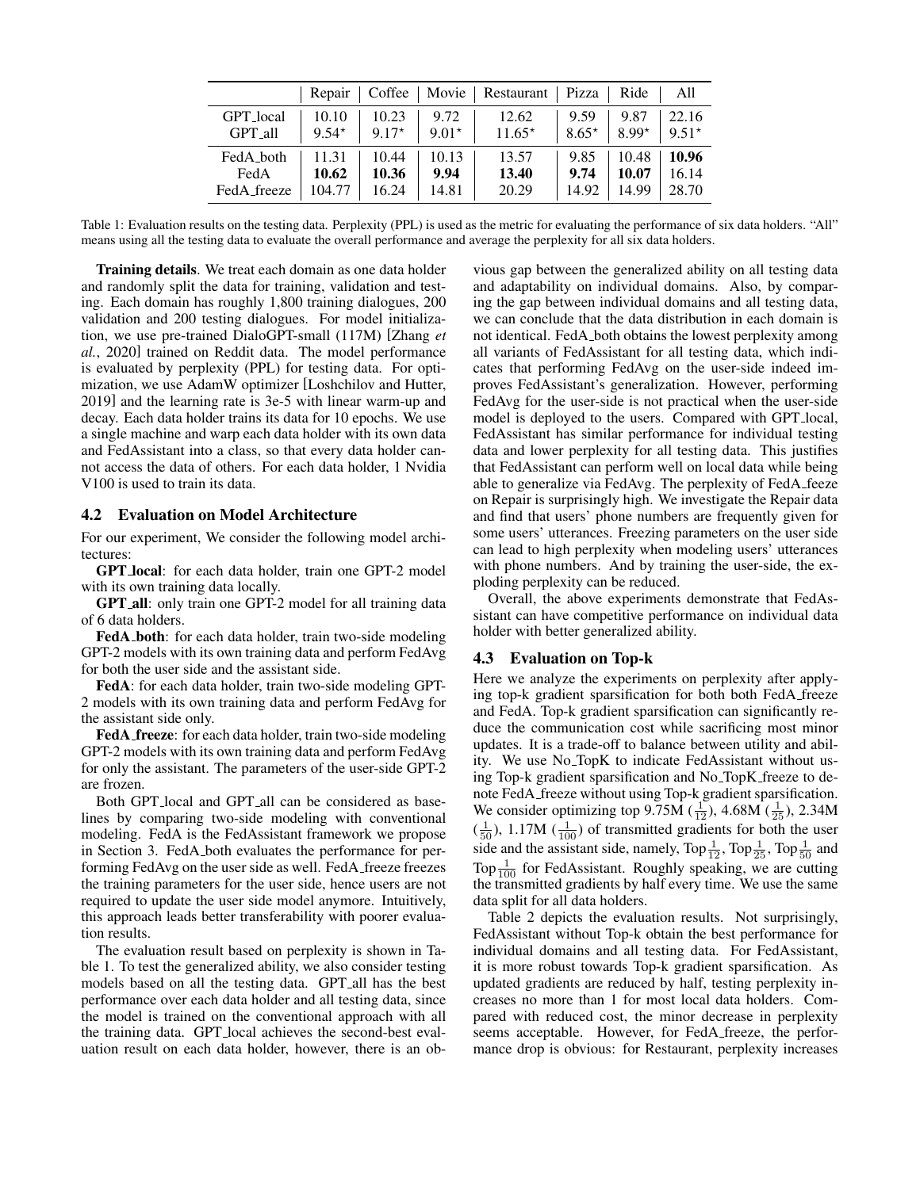|  | Repair | Coffee | Movie | Restaurant | Pizza | Ride | All |
|---|---|---|---|---|---|---|---|
| GPT_local | 10.10 | 10.23 | 9.72 | 12.62 | 9.59 | 9.87 | 22.16 |
| GPT_all | $9.54^{\star}$ | $9.17^{\star}$ | $9.01^{\star}$ | $11.65^{\star}$ | $8.65^{\star}$ | $8.99^{\star}$ | $9.51^{\star}$ |
| FedA_both | 11.31 | 10.44 | 10.13 | 13.57 | 9.85 | 10.48 | **10.96** |
| FedA | **10.62** | **10.36** | **9.94** | **13.40** | **9.74** | **10.07** | 16.14 |
| FedA_freeze | 104.77 | 16.24 | 14.81 | 20.29 | 14.92 | 14.99 | 28.70 |

Table 1: Evaluation results on the testing data. Perplexity (PPL) is used as the metric for evaluating the performance of six data holders. "All" means using all the testing data to evaluate the overall performance and average the perplexity for all six data holders.

**Training details**. We treat each domain as one data holder and randomly split the data for training, validation and testing. Each domain has roughly 1,800 training dialogues, 200 validation and 200 testing dialogues. For model initialization, we use pre-trained DialoGPT-small (117M) [Zhang *et al.*, 2020] trained on Reddit data. The model performance is evaluated by perplexity (PPL) for testing data. For optimization, we use AdamW optimizer [Loshchilov and Hutter, 2019] and the learning rate is 3e-5 with linear warm-up and decay. Each data holder trains its data for 10 epochs. We use a single machine and warp each data holder with its own data and FedAssistant into a class, so that every data holder cannot access the data of others. For each data holder, 1 Nvidia V100 is used to train its data.

### 4.2 Evaluation on Model Architecture

For our experiment, We consider the following model architectures:

**GPT_local**: for each data holder, train one GPT-2 model with its own training data locally.

**GPT_all**: only train one GPT-2 model for all training data of 6 data holders.

**FedA_both**: for each data holder, train two-side modeling GPT-2 models with its own training data and perform FedAvg for both the user side and the assistant side.

**FedA**: for each data holder, train two-side modeling GPT-2 models with its own training data and perform FedAvg for the assistant side only.

**FedA_freeze**: for each data holder, train two-side modeling GPT-2 models with its own training data and perform FedAvg for only the assistant. The parameters of the user-side GPT-2 are frozen.

Both GPT_local and GPT_all can be considered as baselines by comparing two-side modeling with conventional modeling. FedA is the FedAssistant framework we propose in Section 3. FedA_both evaluates the performance for performing FedAvg on the user side as well. FedA_freeze freezes the training parameters for the user side, hence users are not required to update the user side model anymore. Intuitively, this approach leads better transferability with poorer evaluation results.

The evaluation result based on perplexity is shown in Table 1. To test the generalized ability, we also consider testing models based on all the testing data. GPT_all has the best performance over each data holder and all testing data, since the model is trained on the conventional approach with all the training data. GPT_local achieves the second-best evaluation result on each data holder, however, there is an obvious gap between the generalized ability on all testing data and adaptability on individual domains. Also, by comparing the gap between individual domains and all testing data, we can conclude that the data distribution in each domain is not identical. FedA_both obtains the lowest perplexity among all variants of FedAssistant for all testing data, which indicates that performing FedAvg on the user-side indeed improves FedAssistant's generalization. However, performing FedAvg for the user-side is not practical when the user-side model is deployed to the users. Compared with GPT_local, FedAssistant has similar performance for individual testing data and lower perplexity for all testing data. This justifies that FedAssistant can perform well on local data while being able to generalize via FedAvg. The perplexity of FedA_feeze on Repair is surprisingly high. We investigate the Repair data and find that users' phone numbers are frequently given for some users' utterances. Freezing parameters on the user side can lead to high perplexity when modeling users' utterances with phone numbers. And by training the user-side, the exploding perplexity can be reduced.

Overall, the above experiments demonstrate that FedAssistant can have competitive performance on individual data holder with better generalized ability.

### 4.3 Evaluation on Top-k

Here we analyze the experiments on perplexity after applying top-k gradient sparsification for both both FedA_freeze and FedA. Top-k gradient sparsification can significantly reduce the communication cost while sacrificing most minor updates. It is a trade-off to balance between utility and ability. We use No_TopK to indicate FedAssistant without using Top-k gradient sparsification and No_TopK_freeze to denote FedA_freeze without using Top-k gradient sparsification. We consider optimizing top 9.75M ($\frac{1}{12}$), 4.68M ($\frac{1}{25}$), 2.34M ($\frac{1}{50}$), 1.17M ($\frac{1}{100}$) of transmitted gradients for both the user side and the assistant side, namely, Top$\frac{1}{12}$, Top$\frac{1}{25}$, Top$\frac{1}{50}$ and Top$\frac{1}{100}$ for FedAssistant. Roughly speaking, we are cutting the transmitted gradients by half every time. We use the same data split for all data holders.

Table 2 depicts the evaluation results. Not surprisingly, FedAssistant without Top-k obtain the best performance for individual domains and all testing data. For FedAssistant, it is more robust towards Top-k gradient sparsification. As updated gradients are reduced by half, testing perplexity increases no more than 1 for most local data holders. Compared with reduced cost, the minor decrease in perplexity seems acceptable. However, for FedA_freeze, the performance drop is obvious: for Restaurant, perplexity increases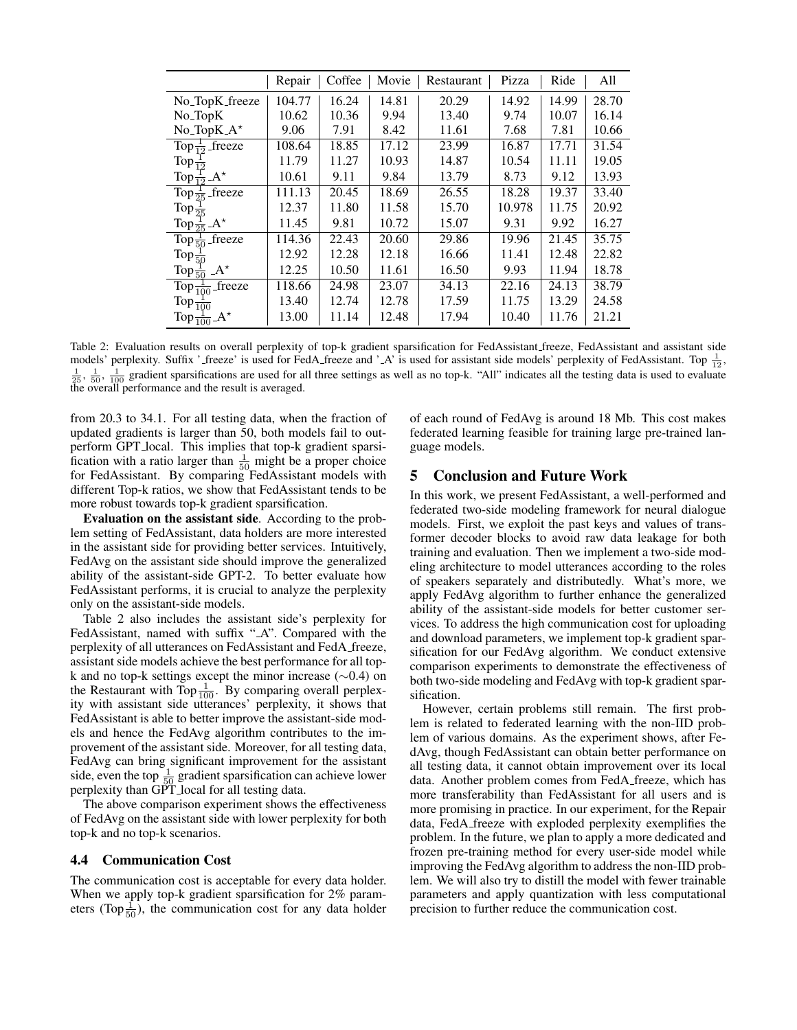|  | Repair | Coffee | Movie | Restaurant | Pizza | Ride | All |
|---|---|---|---|---|---|---|---|
| No_TopK_freeze | 104.77 | 16.24 | 14.81 | 20.29 | 14.92 | 14.99 | 28.70 |
| No_TopK | 10.62 | 10.36 | 9.94 | 13.40 | 9.74 | 10.07 | 16.14 |
| No_TopK_A⋆ | 9.06 | 7.91 | 8.42 | 11.61 | 7.68 | 7.81 | 10.66 |
| Top$\frac{1}{12}$_freeze | 108.64 | 18.85 | 17.12 | 23.99 | 16.87 | 17.71 | 31.54 |
| Top$\frac{1}{12}$ | 11.79 | 11.27 | 10.93 | 14.87 | 10.54 | 11.11 | 19.05 |
| Top$\frac{1}{12}$_A⋆ | 10.61 | 9.11 | 9.84 | 13.79 | 8.73 | 9.12 | 13.93 |
| Top$\frac{1}{25}$_freeze | 111.13 | 20.45 | 18.69 | 26.55 | 18.28 | 19.37 | 33.40 |
| Top$\frac{1}{25}$ | 12.37 | 11.80 | 11.58 | 15.70 | 10.978 | 11.75 | 20.92 |
| Top$\frac{1}{25}$_A⋆ | 11.45 | 9.81 | 10.72 | 15.07 | 9.31 | 9.92 | 16.27 |
| Top$\frac{1}{50}$_freeze | 114.36 | 22.43 | 20.60 | 29.86 | 19.96 | 21.45 | 35.75 |
| Top$\frac{1}{50}$ | 12.92 | 12.28 | 12.18 | 16.66 | 11.41 | 12.48 | 22.82 |
| Top$\frac{1}{50}$_A⋆ | 12.25 | 10.50 | 11.61 | 16.50 | 9.93 | 11.94 | 18.78 |
| Top$\frac{1}{100}$_freeze | 118.66 | 24.98 | 23.07 | 34.13 | 22.16 | 24.13 | 38.79 |
| Top$\frac{1}{100}$ | 13.40 | 12.74 | 12.78 | 17.59 | 11.75 | 13.29 | 24.58 |
| Top$\frac{1}{100}$_A⋆ | 13.00 | 11.14 | 12.48 | 17.94 | 10.40 | 11.76 | 21.21 |

Table 2: Evaluation results on overall perplexity of top-k gradient sparsification for FedAssistant_freeze, FedAssistant and assistant side models' perplexity. Suffix '_freeze' is used for FedA_freeze and '_A' is used for assistant side models' perplexity of FedAssistant. Top $\frac{1}{12}$, $\frac{1}{25}$, $\frac{1}{50}$, $\frac{1}{100}$ gradient sparsifications are used for all three settings as well as no top-k. "All" indicates all the testing data is used to evaluate the overall performance and the result is averaged.

from 20.3 to 34.1. For all testing data, when the fraction of updated gradients is larger than 50, both models fail to outperform GPT_local. This implies that top-k gradient sparsification with a ratio larger than $\frac{1}{50}$ might be a proper choice for FedAssistant. By comparing FedAssistant models with different Top-k ratios, we show that FedAssistant tends to be more robust towards top-k gradient sparsification.

**Evaluation on the assistant side**. According to the problem setting of FedAssistant, data holders are more interested in the assistant side for providing better services. Intuitively, FedAvg on the assistant side should improve the generalized ability of the assistant-side GPT-2. To better evaluate how FedAssistant performs, it is crucial to analyze the perplexity only on the assistant-side models.

Table 2 also includes the assistant side's perplexity for FedAssistant, named with suffix "_A". Compared with the perplexity of all utterances on FedAssistant and FedA_freeze, assistant side models achieve the best performance for all top-k and no top-k settings except the minor increase ($\sim$0.4) on the Restaurant with Top$\frac{1}{100}$. By comparing overall perplexity with assistant side utterances' perplexity, it shows that FedAssistant is able to better improve the assistant-side models and hence the FedAvg algorithm contributes to the improvement of the assistant side. Moreover, for all testing data, FedAvg can bring significant improvement for the assistant side, even the top $\frac{1}{50}$ gradient sparsification can achieve lower perplexity than GPT_local for all testing data.

The above comparison experiment shows the effectiveness of FedAvg on the assistant side with lower perplexity for both top-k and no top-k scenarios.

## 4.4 Communication Cost

The communication cost is acceptable for every data holder. When we apply top-k gradient sparsification for 2% parameters (Top$\frac{1}{50}$), the communication cost for any data holder of each round of FedAvg is around 18 Mb. This cost makes federated learning feasible for training large pre-trained language models.

# 5 Conclusion and Future Work

In this work, we present FedAssistant, a well-performed and federated two-side modeling framework for neural dialogue models. First, we exploit the past keys and values of transformer decoder blocks to avoid raw data leakage for both training and evaluation. Then we implement a two-side modeling architecture to model utterances according to the roles of speakers separately and distributedly. What's more, we apply FedAvg algorithm to further enhance the generalized ability of the assistant-side models for better customer services. To address the high communication cost for uploading and download parameters, we implement top-k gradient sparsification for our FedAvg algorithm. We conduct extensive comparison experiments to demonstrate the effectiveness of both two-side modeling and FedAvg with top-k gradient sparsification.

However, certain problems still remain. The first problem is related to federated learning with the non-IID problem of various domains. As the experiment shows, after FedAvg, though FedAssistant can obtain better performance on all testing data, it cannot obtain improvement over its local data. Another problem comes from FedA_freeze, which has more transferability than FedAssistant for all users and is more promising in practice. In our experiment, for the Repair data, FedA_freeze with exploded perplexity exemplifies the problem. In the future, we plan to apply a more dedicated and frozen pre-training method for every user-side model while improving the FedAvg algorithm to address the non-IID problem. We will also try to distill the model with fewer trainable parameters and apply quantization with less computational precision to further reduce the communication cost.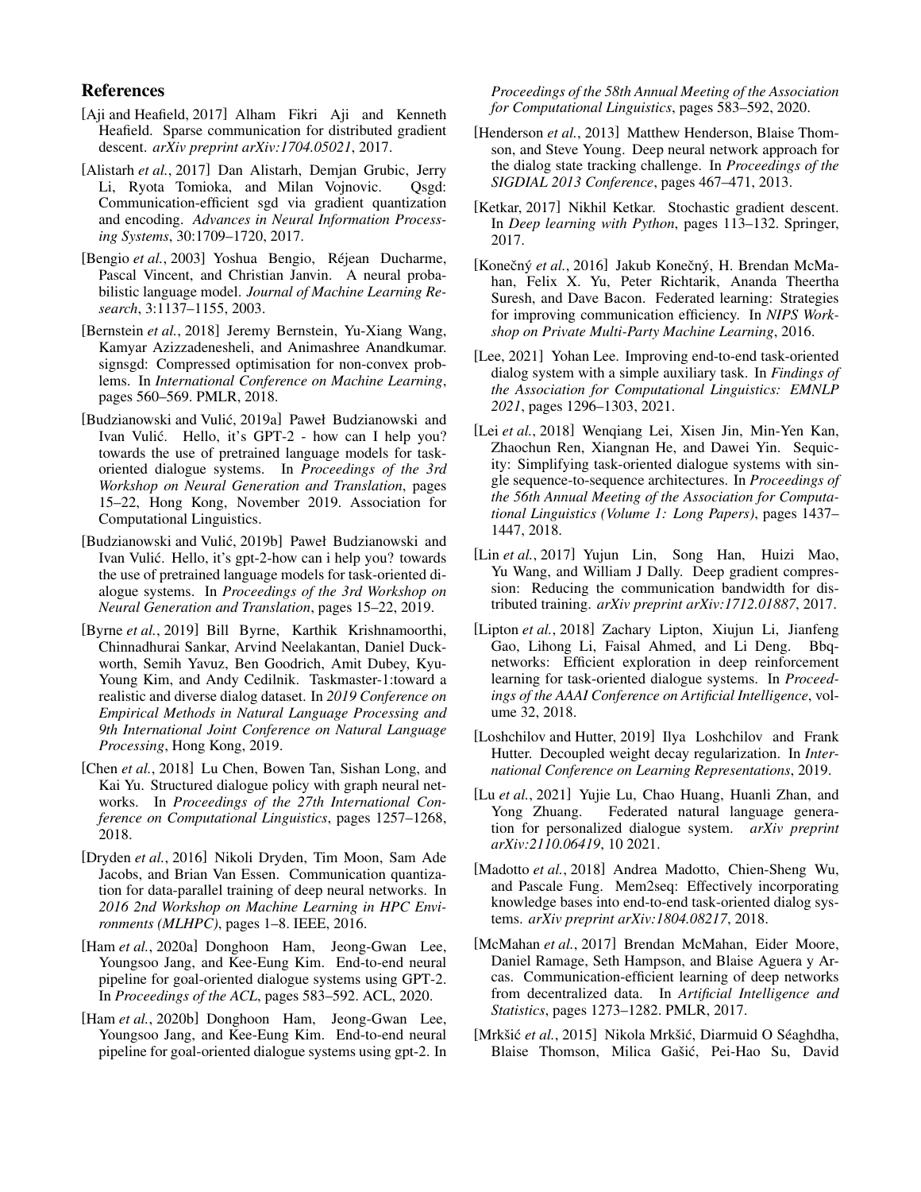## References

[Aji and Heafield, 2017] Alham Fikri Aji and Kenneth Heafield. Sparse communication for distributed gradient descent. *arXiv preprint arXiv:1704.05021*, 2017.

[Alistarh *et al.*, 2017] Dan Alistarh, Demjan Grubic, Jerry Li, Ryota Tomioka, and Milan Vojnovic. Qsgd: Communication-efficient sgd via gradient quantization and encoding. *Advances in Neural Information Processing Systems*, 30:1709–1720, 2017.

[Bengio *et al.*, 2003] Yoshua Bengio, Réjean Ducharme, Pascal Vincent, and Christian Janvin. A neural probabilistic language model. *Journal of Machine Learning Research*, 3:1137–1155, 2003.

[Bernstein *et al.*, 2018] Jeremy Bernstein, Yu-Xiang Wang, Kamyar Azizzadenesheli, and Animashree Anandkumar. signsgd: Compressed optimisation for non-convex problems. In *International Conference on Machine Learning*, pages 560–569. PMLR, 2018.

[Budzianowski and Vulić, 2019a] Paweł Budzianowski and Ivan Vulić. Hello, it's GPT-2 - how can I help you? towards the use of pretrained language models for task-oriented dialogue systems. In *Proceedings of the 3rd Workshop on Neural Generation and Translation*, pages 15–22, Hong Kong, November 2019. Association for Computational Linguistics.

[Budzianowski and Vulić, 2019b] Paweł Budzianowski and Ivan Vulić. Hello, it's gpt-2-how can i help you? towards the use of pretrained language models for task-oriented dialogue systems. In *Proceedings of the 3rd Workshop on Neural Generation and Translation*, pages 15–22, 2019.

[Byrne *et al.*, 2019] Bill Byrne, Karthik Krishnamoorthi, Chinnadhurai Sankar, Arvind Neelakantan, Daniel Duckworth, Semih Yavuz, Ben Goodrich, Amit Dubey, Kyu-Young Kim, and Andy Cedilnik. Taskmaster-1:toward a realistic and diverse dialog dataset. In *2019 Conference on Empirical Methods in Natural Language Processing and 9th International Joint Conference on Natural Language Processing*, Hong Kong, 2019.

[Chen *et al.*, 2018] Lu Chen, Bowen Tan, Sishan Long, and Kai Yu. Structured dialogue policy with graph neural networks. In *Proceedings of the 27th International Conference on Computational Linguistics*, pages 1257–1268, 2018.

[Dryden *et al.*, 2016] Nikoli Dryden, Tim Moon, Sam Ade Jacobs, and Brian Van Essen. Communication quantization for data-parallel training of deep neural networks. In *2016 2nd Workshop on Machine Learning in HPC Environments (MLHPC)*, pages 1–8. IEEE, 2016.

[Ham *et al.*, 2020a] Donghoon Ham, Jeong-Gwan Lee, Youngsoo Jang, and Kee-Eung Kim. End-to-end neural pipeline for goal-oriented dialogue systems using GPT-2. In *Proceedings of the ACL*, pages 583–592. ACL, 2020.

[Ham *et al.*, 2020b] Donghoon Ham, Jeong-Gwan Lee, Youngsoo Jang, and Kee-Eung Kim. End-to-end neural pipeline for goal-oriented dialogue systems using gpt-2. In *Proceedings of the 58th Annual Meeting of the Association for Computational Linguistics*, pages 583–592, 2020.

[Henderson *et al.*, 2013] Matthew Henderson, Blaise Thomson, and Steve Young. Deep neural network approach for the dialog state tracking challenge. In *Proceedings of the SIGDIAL 2013 Conference*, pages 467–471, 2013.

[Ketkar, 2017] Nikhil Ketkar. Stochastic gradient descent. In *Deep learning with Python*, pages 113–132. Springer, 2017.

[Konečný *et al.*, 2016] Jakub Konečný, H. Brendan McMahan, Felix X. Yu, Peter Richtarik, Ananda Theertha Suresh, and Dave Bacon. Federated learning: Strategies for improving communication efficiency. In *NIPS Workshop on Private Multi-Party Machine Learning*, 2016.

[Lee, 2021] Yohan Lee. Improving end-to-end task-oriented dialog system with a simple auxiliary task. In *Findings of the Association for Computational Linguistics: EMNLP 2021*, pages 1296–1303, 2021.

[Lei *et al.*, 2018] Wenqiang Lei, Xisen Jin, Min-Yen Kan, Zhaochun Ren, Xiangnan He, and Dawei Yin. Sequicity: Simplifying task-oriented dialogue systems with single sequence-to-sequence architectures. In *Proceedings of the 56th Annual Meeting of the Association for Computational Linguistics (Volume 1: Long Papers)*, pages 1437–1447, 2018.

[Lin *et al.*, 2017] Yujun Lin, Song Han, Huizi Mao, Yu Wang, and William J Dally. Deep gradient compression: Reducing the communication bandwidth for distributed training. *arXiv preprint arXiv:1712.01887*, 2017.

[Lipton *et al.*, 2018] Zachary Lipton, Xiujun Li, Jianfeng Gao, Lihong Li, Faisal Ahmed, and Li Deng. Bbq-networks: Efficient exploration in deep reinforcement learning for task-oriented dialogue systems. In *Proceedings of the AAAI Conference on Artificial Intelligence*, volume 32, 2018.

[Loshchilov and Hutter, 2019] Ilya Loshchilov and Frank Hutter. Decoupled weight decay regularization. In *International Conference on Learning Representations*, 2019.

[Lu *et al.*, 2021] Yujie Lu, Chao Huang, Huanli Zhan, and Yong Zhuang. Federated natural language generation for personalized dialogue system. *arXiv preprint arXiv:2110.06419*, 10 2021.

[Madotto *et al.*, 2018] Andrea Madotto, Chien-Sheng Wu, and Pascale Fung. Mem2seq: Effectively incorporating knowledge bases into end-to-end task-oriented dialog systems. *arXiv preprint arXiv:1804.08217*, 2018.

[McMahan *et al.*, 2017] Brendan McMahan, Eider Moore, Daniel Ramage, Seth Hampson, and Blaise Aguera y Arcas. Communication-efficient learning of deep networks from decentralized data. In *Artificial Intelligence and Statistics*, pages 1273–1282. PMLR, 2017.

[Mrkšić *et al.*, 2015] Nikola Mrkšić, Diarmuid O Séaghdha, Blaise Thomson, Milica Gašić, Pei-Hao Su, David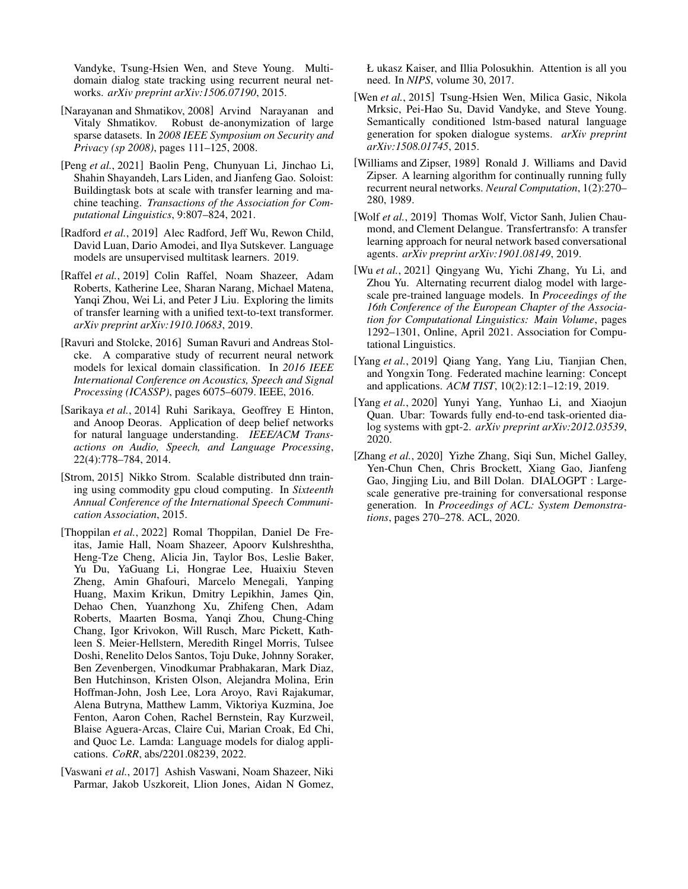Vandyke, Tsung-Hsien Wen, and Steve Young. Multi-domain dialog state tracking using recurrent neural networks. *arXiv preprint arXiv:1506.07190*, 2015.

[Narayanan and Shmatikov, 2008] Arvind Narayanan and Vitaly Shmatikov. Robust de-anonymization of large sparse datasets. In *2008 IEEE Symposium on Security and Privacy (sp 2008)*, pages 111–125, 2008.

[Peng *et al.*, 2021] Baolin Peng, Chunyuan Li, Jinchao Li, Shahin Shayandeh, Lars Liden, and Jianfeng Gao. Soloist: Buildingtask bots at scale with transfer learning and machine teaching. *Transactions of the Association for Computational Linguistics*, 9:807–824, 2021.

[Radford *et al.*, 2019] Alec Radford, Jeff Wu, Rewon Child, David Luan, Dario Amodei, and Ilya Sutskever. Language models are unsupervised multitask learners. 2019.

[Raffel *et al.*, 2019] Colin Raffel, Noam Shazeer, Adam Roberts, Katherine Lee, Sharan Narang, Michael Matena, Yanqi Zhou, Wei Li, and Peter J Liu. Exploring the limits of transfer learning with a unified text-to-text transformer. *arXiv preprint arXiv:1910.10683*, 2019.

[Ravuri and Stolcke, 2016] Suman Ravuri and Andreas Stolcke. A comparative study of recurrent neural network models for lexical domain classification. In *2016 IEEE International Conference on Acoustics, Speech and Signal Processing (ICASSP)*, pages 6075–6079. IEEE, 2016.

[Sarikaya *et al.*, 2014] Ruhi Sarikaya, Geoffrey E Hinton, and Anoop Deoras. Application of deep belief networks for natural language understanding. *IEEE/ACM Transactions on Audio, Speech, and Language Processing*, 22(4):778–784, 2014.

[Strom, 2015] Nikko Strom. Scalable distributed dnn training using commodity gpu cloud computing. In *Sixteenth Annual Conference of the International Speech Communication Association*, 2015.

[Thoppilan *et al.*, 2022] Romal Thoppilan, Daniel De Freitas, Jamie Hall, Noam Shazeer, Apoorv Kulshreshtha, Heng-Tze Cheng, Alicia Jin, Taylor Bos, Leslie Baker, Yu Du, YaGuang Li, Hongrae Lee, Huaixiu Steven Zheng, Amin Ghafouri, Marcelo Menegali, Yanping Huang, Maxim Krikun, Dmitry Lepikhin, James Qin, Dehao Chen, Yuanzhong Xu, Zhifeng Chen, Adam Roberts, Maarten Bosma, Yanqi Zhou, Chung-Ching Chang, Igor Krivokon, Will Rusch, Marc Pickett, Kathleen S. Meier-Hellstern, Meredith Ringel Morris, Tulsee Doshi, Renelito Delos Santos, Toju Duke, Johnny Soraker, Ben Zevenbergen, Vinodkumar Prabhakaran, Mark Diaz, Ben Hutchinson, Kristen Olson, Alejandra Molina, Erin Hoffman-John, Josh Lee, Lora Aroyo, Ravi Rajakumar, Alena Butryna, Matthew Lamm, Viktoriya Kuzmina, Joe Fenton, Aaron Cohen, Rachel Bernstein, Ray Kurzweil, Blaise Aguera-Arcas, Claire Cui, Marian Croak, Ed Chi, and Quoc Le. Lamda: Language models for dialog applications. *CoRR*, abs/2201.08239, 2022.

[Vaswani *et al.*, 2017] Ashish Vaswani, Noam Shazeer, Niki Parmar, Jakob Uszkoreit, Llion Jones, Aidan N Gomez, Ł ukasz Kaiser, and Illia Polosukhin. Attention is all you need. In *NIPS*, volume 30, 2017.

[Wen *et al.*, 2015] Tsung-Hsien Wen, Milica Gasic, Nikola Mrksic, Pei-Hao Su, David Vandyke, and Steve Young. Semantically conditioned lstm-based natural language generation for spoken dialogue systems. *arXiv preprint arXiv:1508.01745*, 2015.

[Williams and Zipser, 1989] Ronald J. Williams and David Zipser. A learning algorithm for continually running fully recurrent neural networks. *Neural Computation*, 1(2):270–280, 1989.

[Wolf *et al.*, 2019] Thomas Wolf, Victor Sanh, Julien Chaumond, and Clement Delangue. Transfertransfo: A transfer learning approach for neural network based conversational agents. *arXiv preprint arXiv:1901.08149*, 2019.

[Wu *et al.*, 2021] Qingyang Wu, Yichi Zhang, Yu Li, and Zhou Yu. Alternating recurrent dialog model with large-scale pre-trained language models. In *Proceedings of the 16th Conference of the European Chapter of the Association for Computational Linguistics: Main Volume*, pages 1292–1301, Online, April 2021. Association for Computational Linguistics.

[Yang *et al.*, 2019] Qiang Yang, Yang Liu, Tianjian Chen, and Yongxin Tong. Federated machine learning: Concept and applications. *ACM TIST*, 10(2):12:1–12:19, 2019.

[Yang *et al.*, 2020] Yunyi Yang, Yunhao Li, and Xiaojun Quan. Ubar: Towards fully end-to-end task-oriented dialog systems with gpt-2. *arXiv preprint arXiv:2012.03539*, 2020.

[Zhang *et al.*, 2020] Yizhe Zhang, Siqi Sun, Michel Galley, Yen-Chun Chen, Chris Brockett, Xiang Gao, Jianfeng Gao, Jingjing Liu, and Bill Dolan. DIALOGPT : Large-scale generative pre-training for conversational response generation. In *Proceedings of ACL: System Demonstrations*, pages 270–278. ACL, 2020.